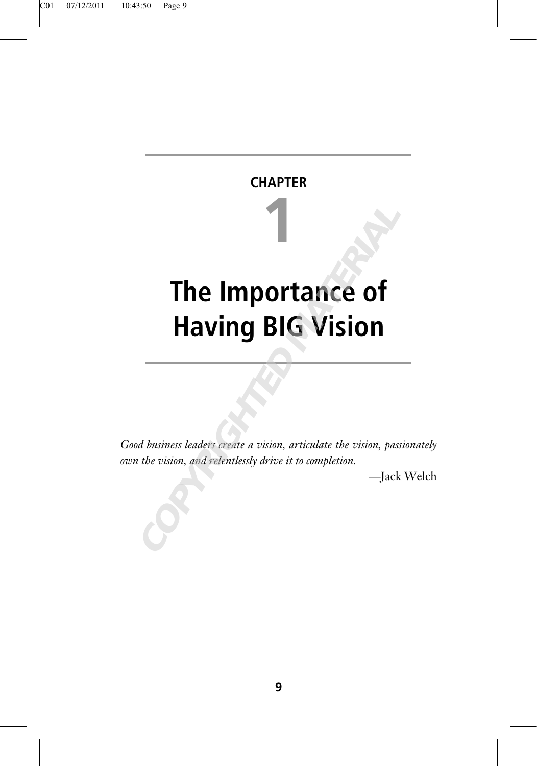# CHAPTER 1

# The Importance of Having BIG Vision

*Good business leaders create a vision, articulate the vision, passionately own the vision, and relentlessly drive it to completion.*

—Jack Welch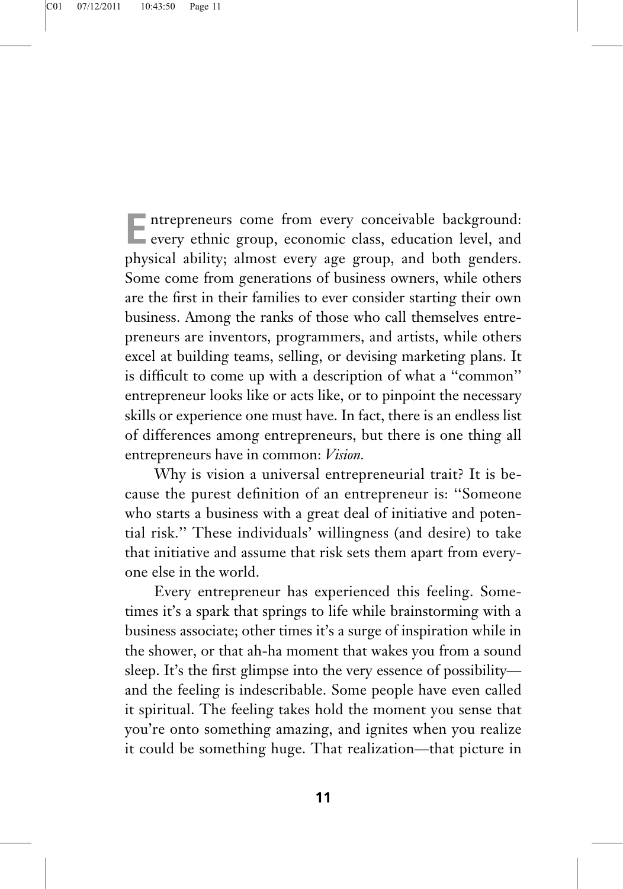Entrepreneurs come from every conceivable background: every ethnic group, economic class, education level, and physical ability; almost every age group, and both genders. Some come from generations of business owners, while others are the first in their families to ever consider starting their own business. Among the ranks of those who call themselves entrepreneurs are inventors, programmers, and artists, while others excel at building teams, selling, or devising marketing plans. It is difficult to come up with a description of what a "common" entrepreneur looks like or acts like, or to pinpoint the necessary skills or experience one must have. In fact, there is an endless list of differences among entrepreneurs, but there is one thing all entrepreneurs have in common: *Vision.*

Why is vision a universal entrepreneurial trait? It is because the purest definition of an entrepreneur is: "Someone who starts a business with a great deal of initiative and potential risk." These individuals' willingness (and desire) to take that initiative and assume that risk sets them apart from everyone else in the world.

Every entrepreneur has experienced this feeling. Sometimes it's a spark that springs to life while brainstorming with a business associate; other times it's a surge of inspiration while in the shower, or that ah-ha moment that wakes you from a sound sleep. It's the first glimpse into the very essence of possibility—and the feeling is indescribable. Some people have even called it spiritual. The feeling takes hold the moment you sense that you're onto something amazing, and ignites when you realize it could be something huge. That realization—that picture in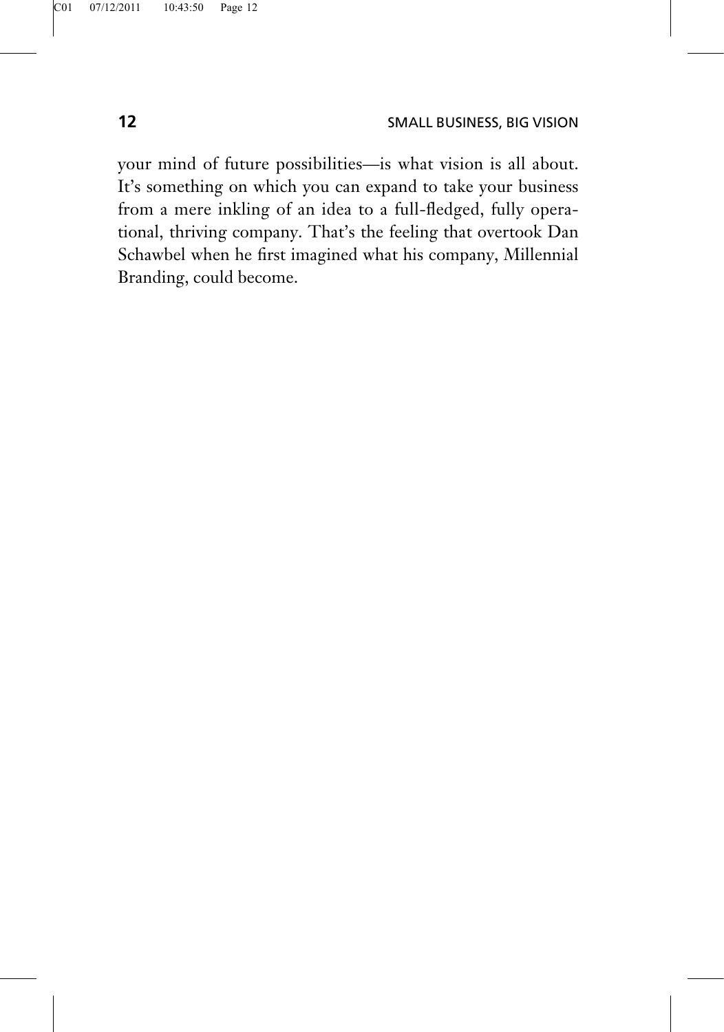your mind of future possibilities—is what vision is all about. It's something on which you can expand to take your business from a mere inkling of an idea to a full-fledged, fully operational, thriving company. That's the feeling that overtook Dan Schawbel when he first imagined what his company, Millennial Branding, could become.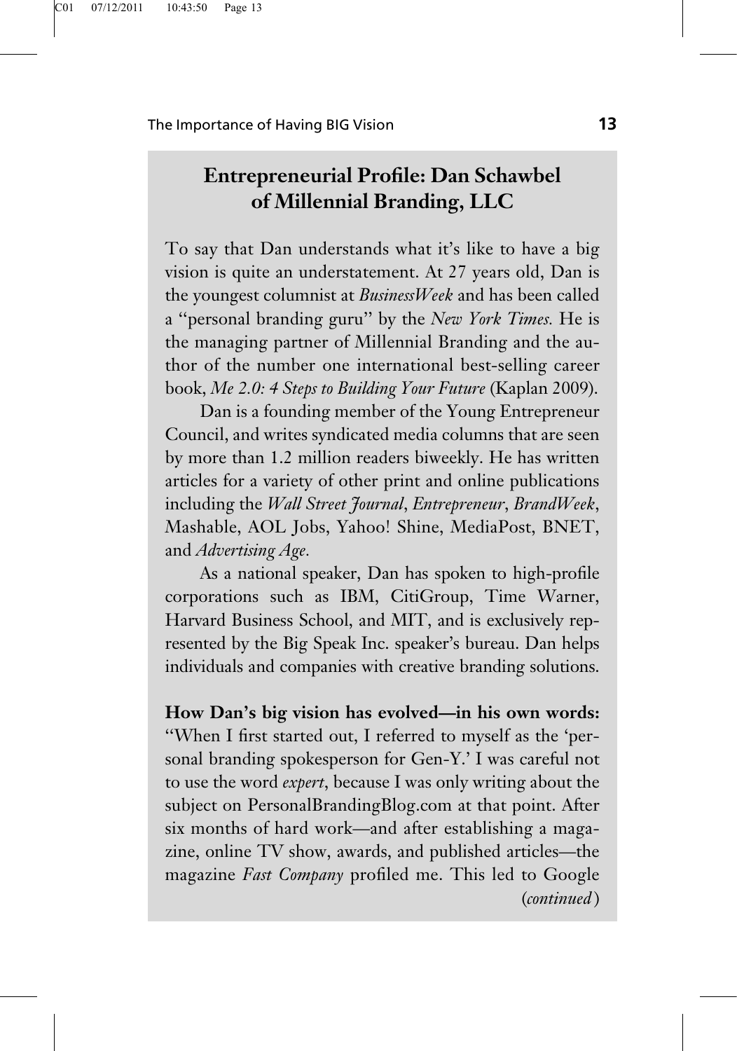## Entrepreneurial Profile: Dan Schawbel of Millennial Branding, LLC

To say that Dan understands what it's like to have a big vision is quite an understatement. At 27 years old, Dan is the youngest columnist at *BusinessWeek* and has been called a "personal branding guru" by the *New York Times.* He is the managing partner of Millennial Branding and the author of the number one international best-selling career book, *Me 2.0: 4 Steps to Building Your Future* (Kaplan 2009).

Dan is a founding member of the Young Entrepreneur Council, and writes syndicated media columns that are seen by more than 1.2 million readers biweekly. He has written articles for a variety of other print and online publications including the *Wall Street Journal*, *Entrepreneur*, *BrandWeek*, Mashable, AOL Jobs, Yahoo! Shine, MediaPost, BNET, and *Advertising Age.*

As a national speaker, Dan has spoken to high-profile corporations such as IBM, CitiGroup, Time Warner, Harvard Business School, and MIT, and is exclusively represented by the Big Speak Inc. speaker's bureau. Dan helps individuals and companies with creative branding solutions.

**How Dan's big vision has evolved—in his own words:** "When I first started out, I referred to myself as the 'personal branding spokesperson for Gen-Y.' I was careful not to use the word *expert*, because I was only writing about the subject on PersonalBrandingBlog.com at that point. After six months of hard work—and after establishing a magazine, online TV show, awards, and published articles—the magazine *Fast Company* profiled me. This led to Google

(*continued*)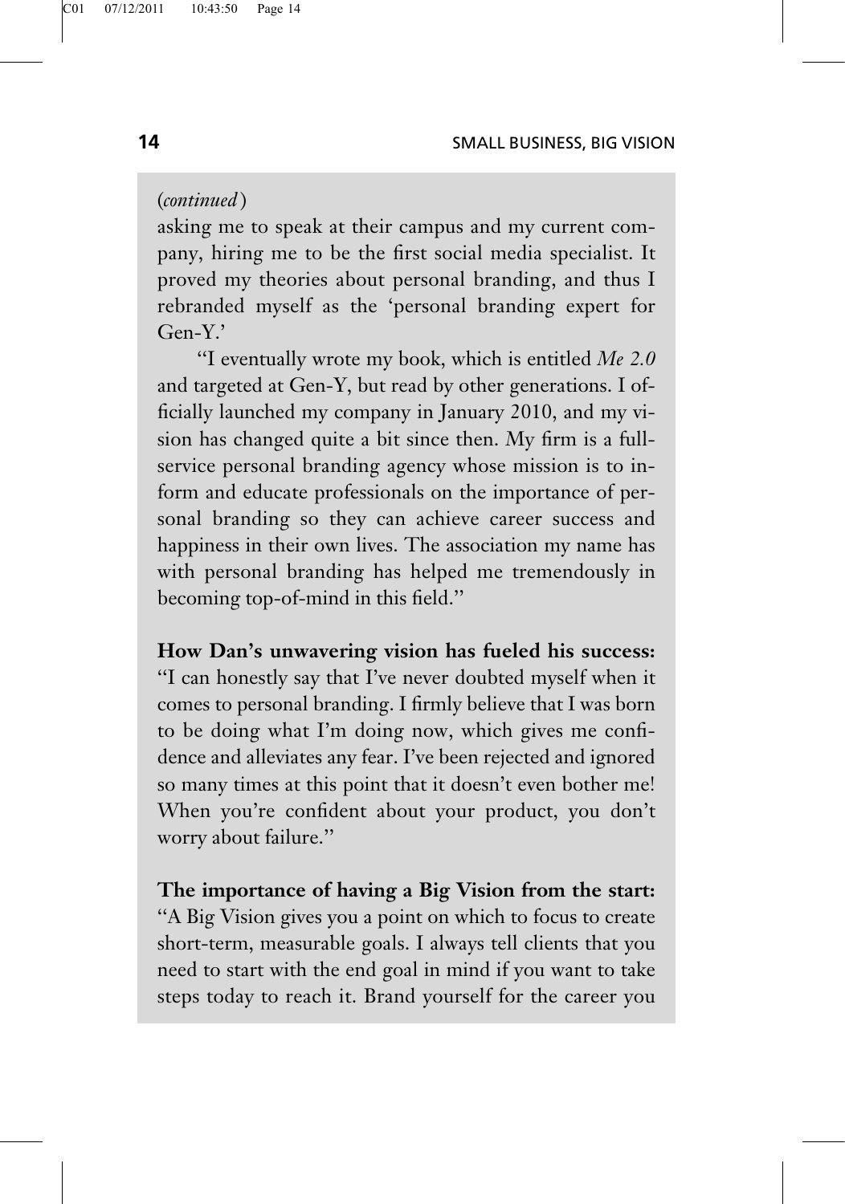(*continued*)

asking me to speak at their campus and my current company, hiring me to be the first social media specialist. It proved my theories about personal branding, and thus I rebranded myself as the 'personal branding expert for Gen-Y.'

"I eventually wrote my book, which is entitled *Me 2.0* and targeted at Gen-Y, but read by other generations. I officially launched my company in January 2010, and my vision has changed quite a bit since then. My firm is a full-service personal branding agency whose mission is to inform and educate professionals on the importance of personal branding so they can achieve career success and happiness in their own lives. The association my name has with personal branding has helped me tremendously in becoming top-of-mind in this field."

**How Dan's unwavering vision has fueled his success:** "I can honestly say that I've never doubted myself when it comes to personal branding. I firmly believe that I was born to be doing what I'm doing now, which gives me confidence and alleviates any fear. I've been rejected and ignored so many times at this point that it doesn't even bother me! When you're confident about your product, you don't worry about failure."

**The importance of having a Big Vision from the start:** "A Big Vision gives you a point on which to focus to create short-term, measurable goals. I always tell clients that you need to start with the end goal in mind if you want to take steps today to reach it. Brand yourself for the career you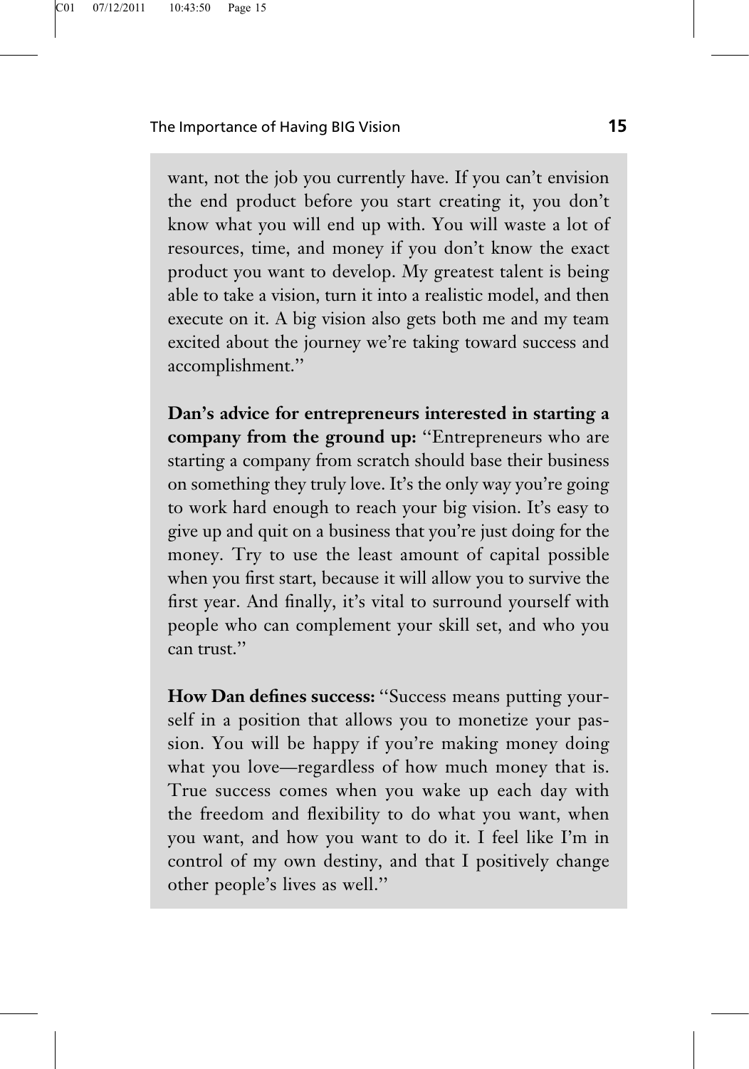want, not the job you currently have. If you can't envision the end product before you start creating it, you don't know what you will end up with. You will waste a lot of resources, time, and money if you don't know the exact product you want to develop. My greatest talent is being able to take a vision, turn it into a realistic model, and then execute on it. A big vision also gets both me and my team excited about the journey we're taking toward success and accomplishment."

**Dan's advice for entrepreneurs interested in starting a company from the ground up:** "Entrepreneurs who are starting a company from scratch should base their business on something they truly love. It's the only way you're going to work hard enough to reach your big vision. It's easy to give up and quit on a business that you're just doing for the money. Try to use the least amount of capital possible when you first start, because it will allow you to survive the first year. And finally, it's vital to surround yourself with people who can complement your skill set, and who you can trust."

**How Dan defines success:** "Success means putting yourself in a position that allows you to monetize your passion. You will be happy if you're making money doing what you love—regardless of how much money that is. True success comes when you wake up each day with the freedom and flexibility to do what you want, when you want, and how you want to do it. I feel like I'm in control of my own destiny, and that I positively change other people's lives as well."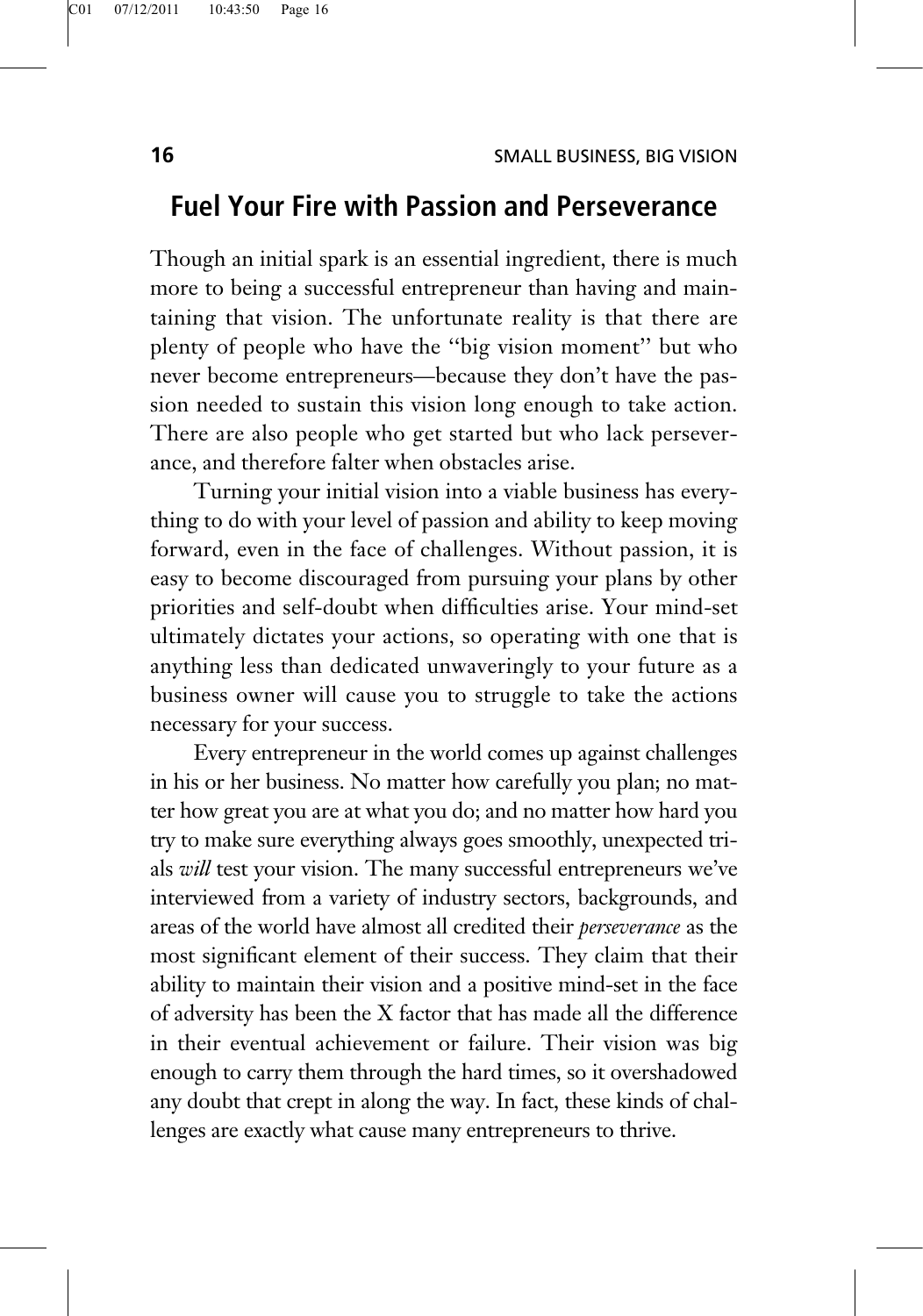## Fuel Your Fire with Passion and Perseverance

Though an initial spark is an essential ingredient, there is much more to being a successful entrepreneur than having and maintaining that vision. The unfortunate reality is that there are plenty of people who have the "big vision moment" but who never become entrepreneurs—because they don't have the passion needed to sustain this vision long enough to take action. There are also people who get started but who lack perseverance, and therefore falter when obstacles arise.

Turning your initial vision into a viable business has everything to do with your level of passion and ability to keep moving forward, even in the face of challenges. Without passion, it is easy to become discouraged from pursuing your plans by other priorities and self-doubt when difficulties arise. Your mind-set ultimately dictates your actions, so operating with one that is anything less than dedicated unwaveringly to your future as a business owner will cause you to struggle to take the actions necessary for your success.

Every entrepreneur in the world comes up against challenges in his or her business. No matter how carefully you plan; no matter how great you are at what you do; and no matter how hard you try to make sure everything always goes smoothly, unexpected trials *will* test your vision. The many successful entrepreneurs we've interviewed from a variety of industry sectors, backgrounds, and areas of the world have almost all credited their *perseverance* as the most significant element of their success. They claim that their ability to maintain their vision and a positive mind-set in the face of adversity has been the X factor that has made all the difference in their eventual achievement or failure. Their vision was big enough to carry them through the hard times, so it overshadowed any doubt that crept in along the way. In fact, these kinds of challenges are exactly what cause many entrepreneurs to thrive.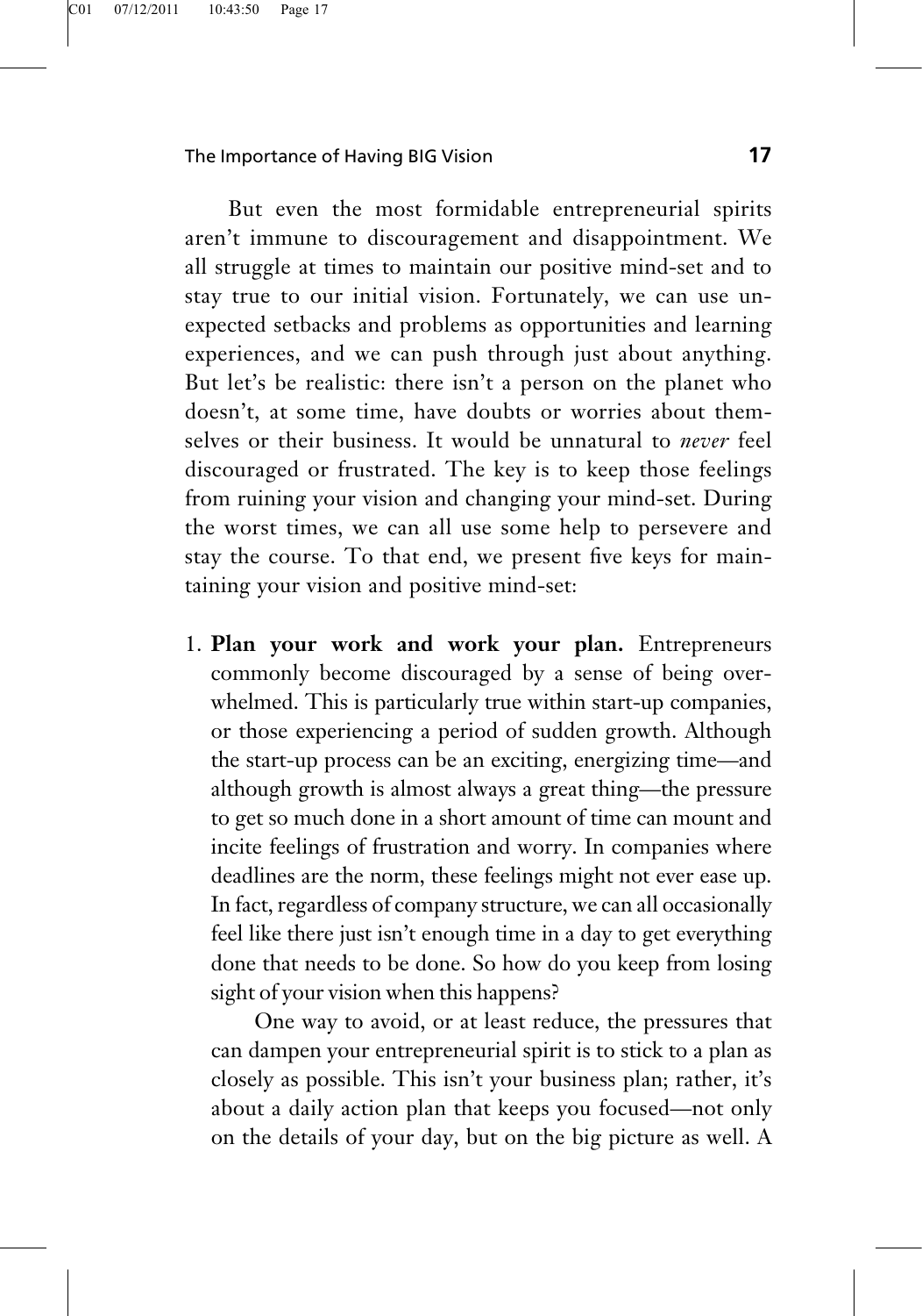But even the most formidable entrepreneurial spirits aren't immune to discouragement and disappointment. We all struggle at times to maintain our positive mind-set and to stay true to our initial vision. Fortunately, we can use unexpected setbacks and problems as opportunities and learning experiences, and we can push through just about anything. But let's be realistic: there isn't a person on the planet who doesn't, at some time, have doubts or worries about themselves or their business. It would be unnatural to *never* feel discouraged or frustrated. The key is to keep those feelings from ruining your vision and changing your mind-set. During the worst times, we can all use some help to persevere and stay the course. To that end, we present five keys for maintaining your vision and positive mind-set:

1. **Plan your work and work your plan.** Entrepreneurs commonly become discouraged by a sense of being overwhelmed. This is particularly true within start-up companies, or those experiencing a period of sudden growth. Although the start-up process can be an exciting, energizing time—and although growth is almost always a great thing—the pressure to get so much done in a short amount of time can mount and incite feelings of frustration and worry. In companies where deadlines are the norm, these feelings might not ever ease up. In fact, regardless of company structure, we can all occasionally feel like there just isn't enough time in a day to get everything done that needs to be done. So how do you keep from losing sight of your vision when this happens?

   One way to avoid, or at least reduce, the pressures that can dampen your entrepreneurial spirit is to stick to a plan as closely as possible. This isn't your business plan; rather, it's about a daily action plan that keeps you focused—not only on the details of your day, but on the big picture as well. A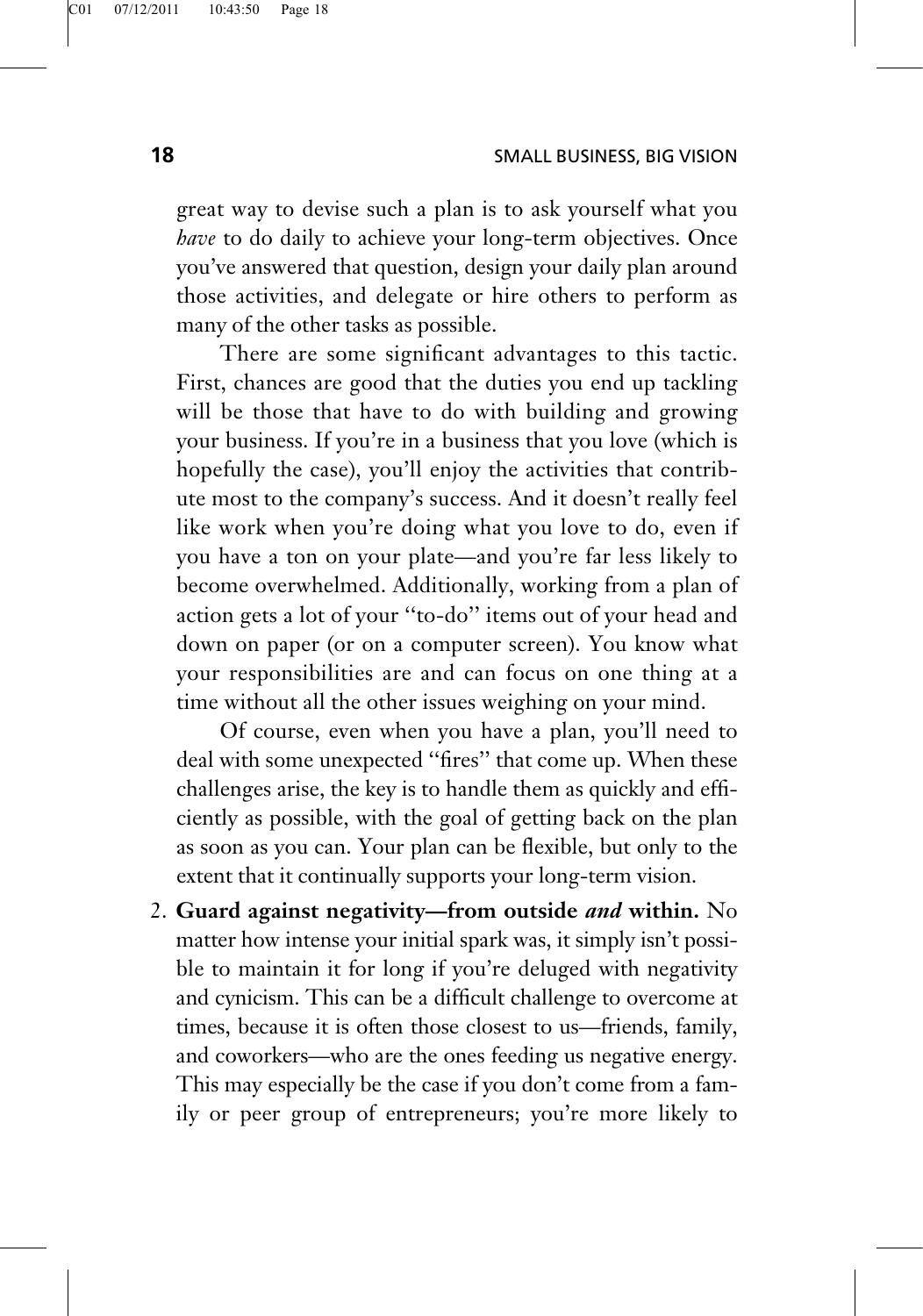great way to devise such a plan is to ask yourself what you *have* to do daily to achieve your long-term objectives. Once you've answered that question, design your daily plan around those activities, and delegate or hire others to perform as many of the other tasks as possible.

There are some significant advantages to this tactic. First, chances are good that the duties you end up tackling will be those that have to do with building and growing your business. If you're in a business that you love (which is hopefully the case), you'll enjoy the activities that contribute most to the company's success. And it doesn't really feel like work when you're doing what you love to do, even if you have a ton on your plate—and you're far less likely to become overwhelmed. Additionally, working from a plan of action gets a lot of your "to-do" items out of your head and down on paper (or on a computer screen). You know what your responsibilities are and can focus on one thing at a time without all the other issues weighing on your mind.

Of course, even when you have a plan, you'll need to deal with some unexpected "fires" that come up. When these challenges arise, the key is to handle them as quickly and efficiently as possible, with the goal of getting back on the plan as soon as you can. Your plan can be flexible, but only to the extent that it continually supports your long-term vision.

2. **Guard against negativity—from outside *and* within.** No matter how intense your initial spark was, it simply isn't possible to maintain it for long if you're deluged with negativity and cynicism. This can be a difficult challenge to overcome at times, because it is often those closest to us—friends, family, and coworkers—who are the ones feeding us negative energy. This may especially be the case if you don't come from a family or peer group of entrepreneurs; you're more likely to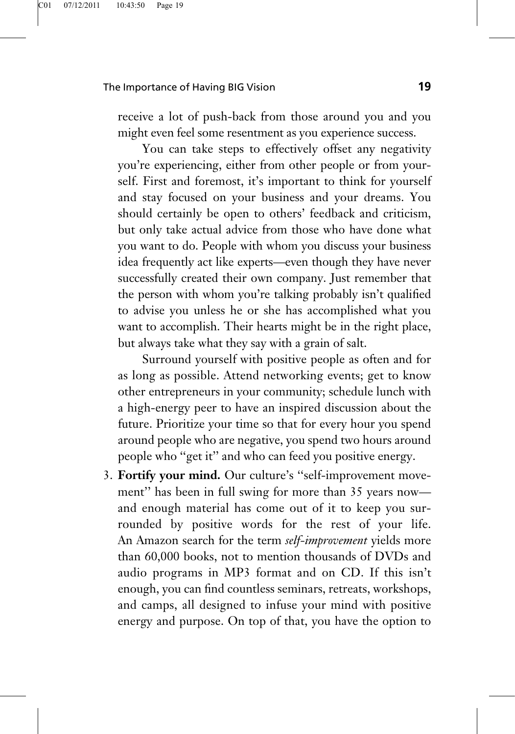receive a lot of push-back from those around you and you might even feel some resentment as you experience success.

You can take steps to effectively offset any negativity you're experiencing, either from other people or from yourself. First and foremost, it's important to think for yourself and stay focused on your business and your dreams. You should certainly be open to others' feedback and criticism, but only take actual advice from those who have done what you want to do. People with whom you discuss your business idea frequently act like experts—even though they have never successfully created their own company. Just remember that the person with whom you're talking probably isn't qualified to advise you unless he or she has accomplished what you want to accomplish. Their hearts might be in the right place, but always take what they say with a grain of salt.

Surround yourself with positive people as often and for as long as possible. Attend networking events; get to know other entrepreneurs in your community; schedule lunch with a high-energy peer to have an inspired discussion about the future. Prioritize your time so that for every hour you spend around people who are negative, you spend two hours around people who "get it" and who can feed you positive energy.

3. **Fortify your mind.** Our culture's "self-improvement movement" has been in full swing for more than 35 years now—and enough material has come out of it to keep you surrounded by positive words for the rest of your life. An Amazon search for the term *self-improvement* yields more than 60,000 books, not to mention thousands of DVDs and audio programs in MP3 format and on CD. If this isn't enough, you can find countless seminars, retreats, workshops, and camps, all designed to infuse your mind with positive energy and purpose. On top of that, you have the option to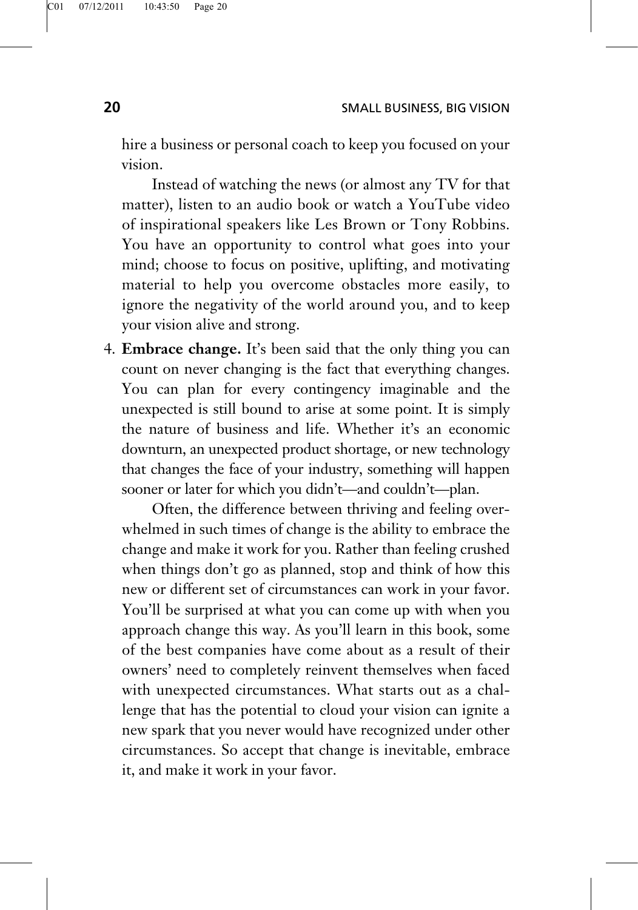hire a business or personal coach to keep you focused on your vision.

Instead of watching the news (or almost any TV for that matter), listen to an audio book or watch a YouTube video of inspirational speakers like Les Brown or Tony Robbins. You have an opportunity to control what goes into your mind; choose to focus on positive, uplifting, and motivating material to help you overcome obstacles more easily, to ignore the negativity of the world around you, and to keep your vision alive and strong.

4. **Embrace change.** It's been said that the only thing you can count on never changing is the fact that everything changes. You can plan for every contingency imaginable and the unexpected is still bound to arise at some point. It is simply the nature of business and life. Whether it's an economic downturn, an unexpected product shortage, or new technology that changes the face of your industry, something will happen sooner or later for which you didn't—and couldn't—plan.

   Often, the difference between thriving and feeling overwhelmed in such times of change is the ability to embrace the change and make it work for you. Rather than feeling crushed when things don't go as planned, stop and think of how this new or different set of circumstances can work in your favor. You'll be surprised at what you can come up with when you approach change this way. As you'll learn in this book, some of the best companies have come about as a result of their owners' need to completely reinvent themselves when faced with unexpected circumstances. What starts out as a challenge that has the potential to cloud your vision can ignite a new spark that you never would have recognized under other circumstances. So accept that change is inevitable, embrace it, and make it work in your favor.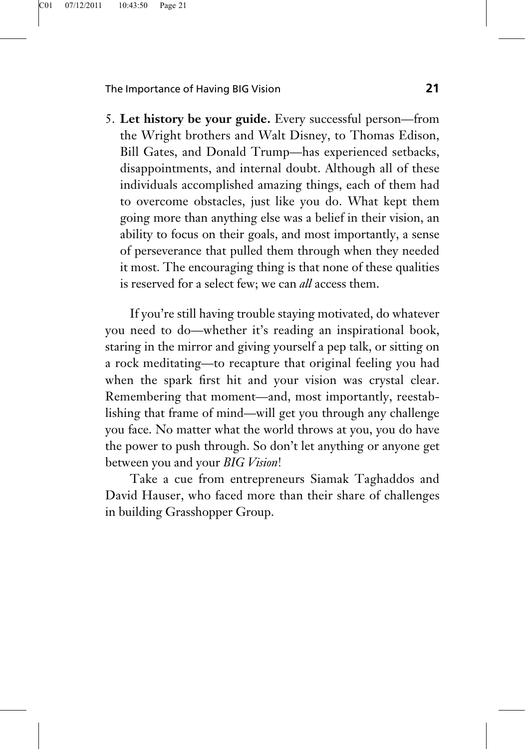5. **Let history be your guide.** Every successful person—from the Wright brothers and Walt Disney, to Thomas Edison, Bill Gates, and Donald Trump—has experienced setbacks, disappointments, and internal doubt. Although all of these individuals accomplished amazing things, each of them had to overcome obstacles, just like you do. What kept them going more than anything else was a belief in their vision, an ability to focus on their goals, and most importantly, a sense of perseverance that pulled them through when they needed it most. The encouraging thing is that none of these qualities is reserved for a select few; we can *all* access them.

If you're still having trouble staying motivated, do whatever you need to do—whether it's reading an inspirational book, staring in the mirror and giving yourself a pep talk, or sitting on a rock meditating—to recapture that original feeling you had when the spark first hit and your vision was crystal clear. Remembering that moment—and, most importantly, reestablishing that frame of mind—will get you through any challenge you face. No matter what the world throws at you, you do have the power to push through. So don't let anything or anyone get between you and your *BIG Vision*!

Take a cue from entrepreneurs Siamak Taghaddos and David Hauser, who faced more than their share of challenges in building Grasshopper Group.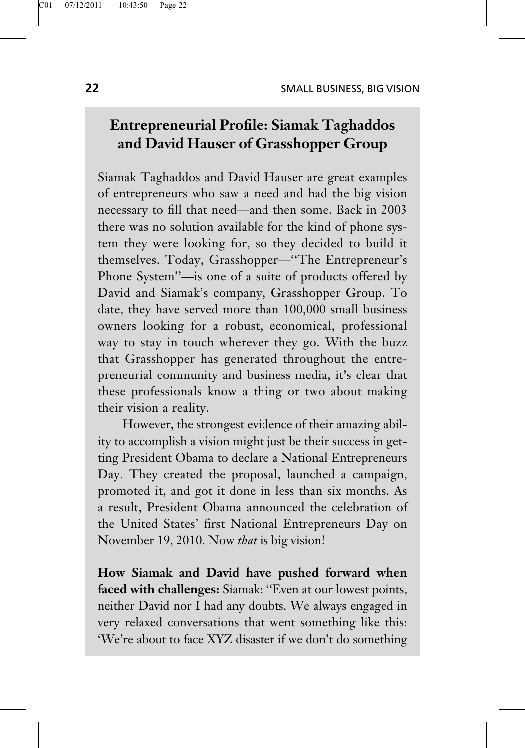## Entrepreneurial Profile: Siamak Taghaddos and David Hauser of Grasshopper Group

Siamak Taghaddos and David Hauser are great examples of entrepreneurs who saw a need and had the big vision necessary to fill that need—and then some. Back in 2003 there was no solution available for the kind of phone system they were looking for, so they decided to build it themselves. Today, Grasshopper—"The Entrepreneur's Phone System"—is one of a suite of products offered by David and Siamak's company, Grasshopper Group. To date, they have served more than 100,000 small business owners looking for a robust, economical, professional way to stay in touch wherever they go. With the buzz that Grasshopper has generated throughout the entrepreneurial community and business media, it's clear that these professionals know a thing or two about making their vision a reality.

However, the strongest evidence of their amazing ability to accomplish a vision might just be their success in getting President Obama to declare a National Entrepreneurs Day. They created the proposal, launched a campaign, promoted it, and got it done in less than six months. As a result, President Obama announced the celebration of the United States' first National Entrepreneurs Day on November 19, 2010. Now *that* is big vision!

**How Siamak and David have pushed forward when faced with challenges:** Siamak: "Even at our lowest points, neither David nor I had any doubts. We always engaged in very relaxed conversations that went something like this: 'We're about to face XYZ disaster if we don't do something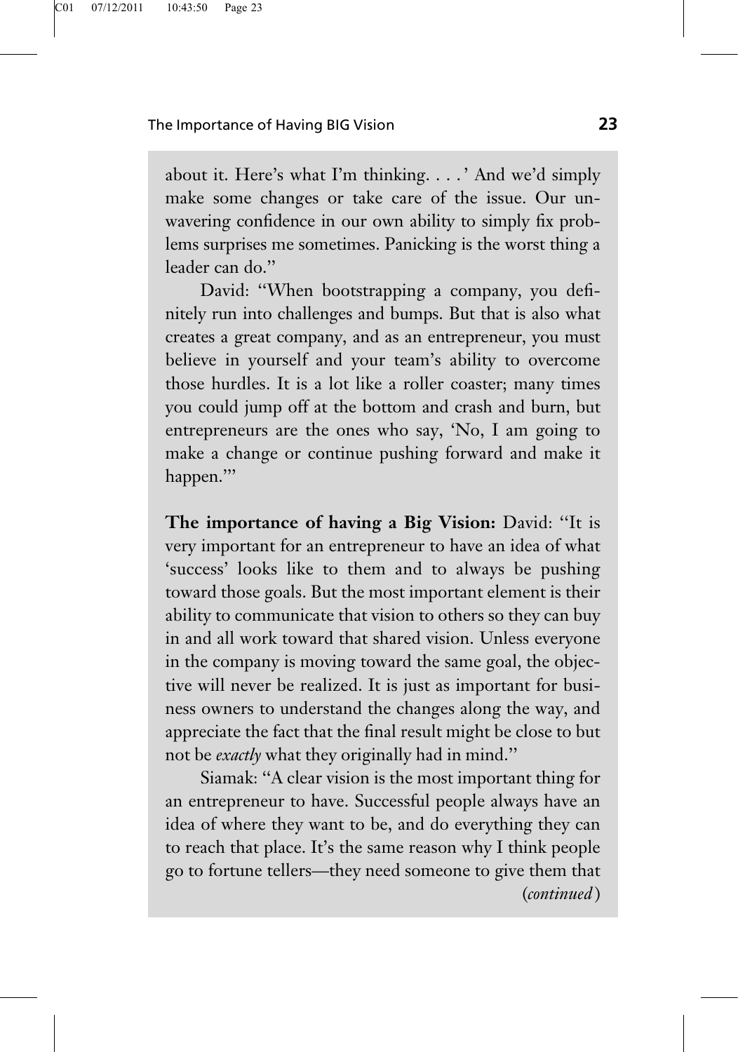about it. Here's what I'm thinking. . . .' And we'd simply make some changes or take care of the issue. Our unwavering confidence in our own ability to simply fix problems surprises me sometimes. Panicking is the worst thing a leader can do."

David: "When bootstrapping a company, you definitely run into challenges and bumps. But that is also what creates a great company, and as an entrepreneur, you must believe in yourself and your team's ability to overcome those hurdles. It is a lot like a roller coaster; many times you could jump off at the bottom and crash and burn, but entrepreneurs are the ones who say, 'No, I am going to make a change or continue pushing forward and make it happen.'"

**The importance of having a Big Vision:** David: "It is very important for an entrepreneur to have an idea of what 'success' looks like to them and to always be pushing toward those goals. But the most important element is their ability to communicate that vision to others so they can buy in and all work toward that shared vision. Unless everyone in the company is moving toward the same goal, the objective will never be realized. It is just as important for business owners to understand the changes along the way, and appreciate the fact that the final result might be close to but not be *exactly* what they originally had in mind."

Siamak: "A clear vision is the most important thing for an entrepreneur to have. Successful people always have an idea of where they want to be, and do everything they can to reach that place. It's the same reason why I think people go to fortune tellers—they need someone to give them that

(*continued*)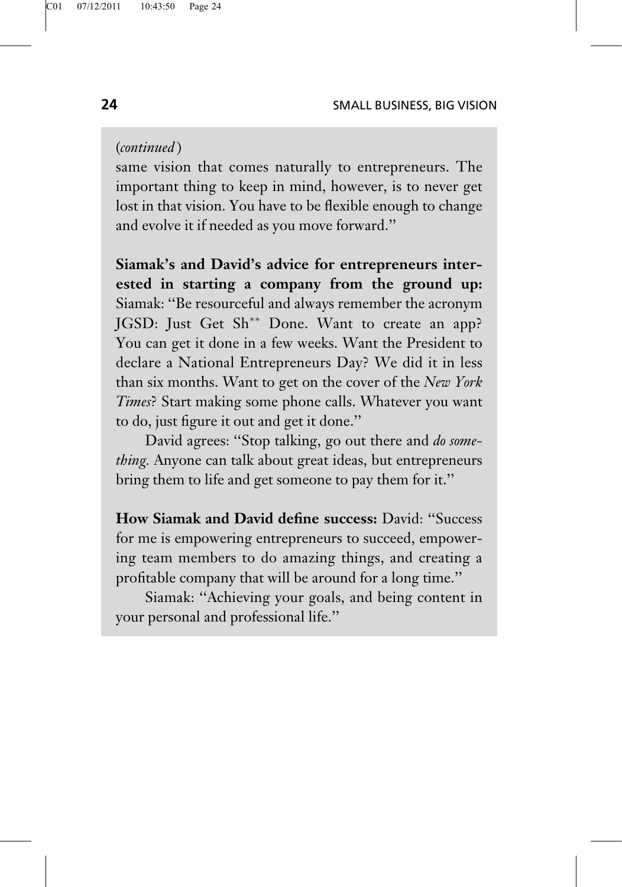(*continued*)

same vision that comes naturally to entrepreneurs. The important thing to keep in mind, however, is to never get lost in that vision. You have to be flexible enough to change and evolve it if needed as you move forward."

**Siamak's and David's advice for entrepreneurs interested in starting a company from the ground up:** Siamak: "Be resourceful and always remember the acronym JGSD: Just Get Sh** Done. Want to create an app? You can get it done in a few weeks. Want the President to declare a National Entrepreneurs Day? We did it in less than six months. Want to get on the cover of the *New York Times*? Start making some phone calls. Whatever you want to do, just figure it out and get it done."

David agrees: "Stop talking, go out there and *do something*. Anyone can talk about great ideas, but entrepreneurs bring them to life and get someone to pay them for it."

**How Siamak and David define success:** David: "Success for me is empowering entrepreneurs to succeed, empowering team members to do amazing things, and creating a profitable company that will be around for a long time."

Siamak: "Achieving your goals, and being content in your personal and professional life."